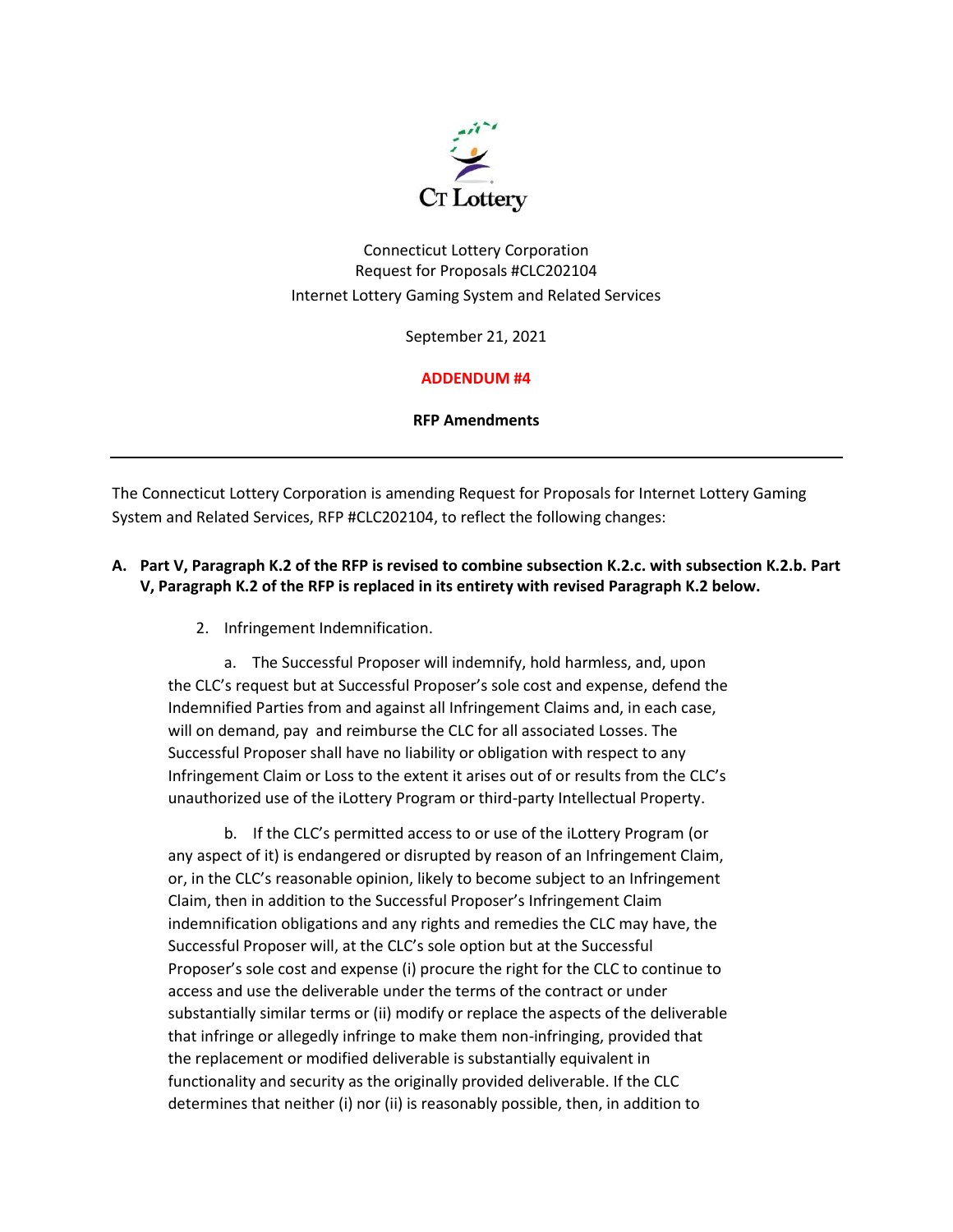CT Lottery

Connecticut Lottery Corporation
Request for Proposals #CLC202104
Internet Lottery Gaming System and Related Services

September 21, 2021

**ADDENDUM #4**

**RFP Amendments**

---

The Connecticut Lottery Corporation is amending Request for Proposals for Internet Lottery Gaming System and Related Services, RFP #CLC202104, to reflect the following changes:

**A. Part V, Paragraph K.2 of the RFP is revised to combine subsection K.2.c. with subsection K.2.b. Part V, Paragraph K.2 of the RFP is replaced in its entirety with revised Paragraph K.2 below.**

2. Infringement Indemnification.

a. The Successful Proposer will indemnify, hold harmless, and, upon the CLC's request but at Successful Proposer's sole cost and expense, defend the Indemnified Parties from and against all Infringement Claims and, in each case, will on demand, pay and reimburse the CLC for all associated Losses. The Successful Proposer shall have no liability or obligation with respect to any Infringement Claim or Loss to the extent it arises out of or results from the CLC's unauthorized use of the iLottery Program or third-party Intellectual Property.

b. If the CLC's permitted access to or use of the iLottery Program (or any aspect of it) is endangered or disrupted by reason of an Infringement Claim, or, in the CLC's reasonable opinion, likely to become subject to an Infringement Claim, then in addition to the Successful Proposer's Infringement Claim indemnification obligations and any rights and remedies the CLC may have, the Successful Proposer will, at the CLC's sole option but at the Successful Proposer's sole cost and expense (i) procure the right for the CLC to continue to access and use the deliverable under the terms of the contract or under substantially similar terms or (ii) modify or replace the aspects of the deliverable that infringe or allegedly infringe to make them non-infringing, provided that the replacement or modified deliverable is substantially equivalent in functionality and security as the originally provided deliverable. If the CLC determines that neither (i) nor (ii) is reasonably possible, then, in addition to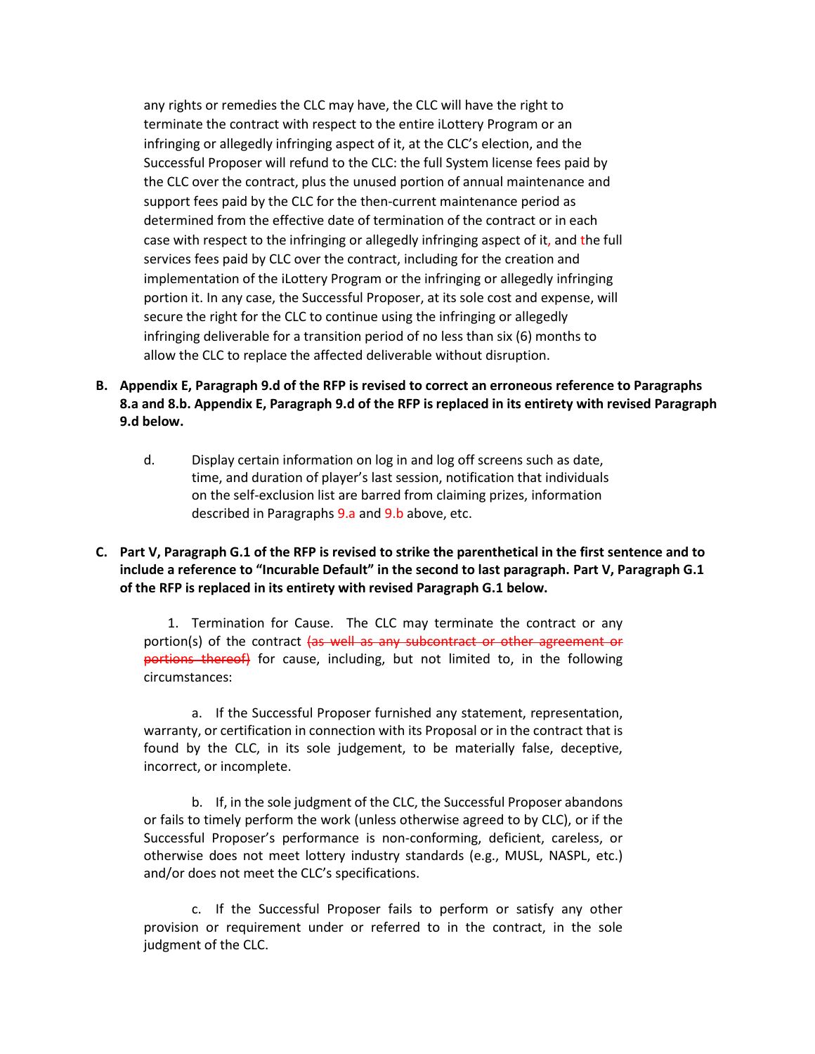any rights or remedies the CLC may have, the CLC will have the right to terminate the contract with respect to the entire iLottery Program or an infringing or allegedly infringing aspect of it, at the CLC's election, and the Successful Proposer will refund to the CLC: the full System license fees paid by the CLC over the contract, plus the unused portion of annual maintenance and support fees paid by the CLC for the then-current maintenance period as determined from the effective date of termination of the contract or in each case with respect to the infringing or allegedly infringing aspect of it, and the full services fees paid by CLC over the contract, including for the creation and implementation of the iLottery Program or the infringing or allegedly infringing portion it. In any case, the Successful Proposer, at its sole cost and expense, will secure the right for the CLC to continue using the infringing or allegedly infringing deliverable for a transition period of no less than six (6) months to allow the CLC to replace the affected deliverable without disruption.

**B. Appendix E, Paragraph 9.d of the RFP is revised to correct an erroneous reference to Paragraphs 8.a and 8.b. Appendix E, Paragraph 9.d of the RFP is replaced in its entirety with revised Paragraph 9.d below.**

d. Display certain information on log in and log off screens such as date, time, and duration of player's last session, notification that individuals on the self-exclusion list are barred from claiming prizes, information described in Paragraphs 9.a and 9.b above, etc.

**C. Part V, Paragraph G.1 of the RFP is revised to strike the parenthetical in the first sentence and to include a reference to "Incurable Default" in the second to last paragraph. Part V, Paragraph G.1 of the RFP is replaced in its entirety with revised Paragraph G.1 below.**

1. Termination for Cause. The CLC may terminate the contract or any portion(s) of the contract ~~(as well as any subcontract or other agreement or portions thereof)~~ for cause, including, but not limited to, in the following circumstances:

a. If the Successful Proposer furnished any statement, representation, warranty, or certification in connection with its Proposal or in the contract that is found by the CLC, in its sole judgement, to be materially false, deceptive, incorrect, or incomplete.

b. If, in the sole judgment of the CLC, the Successful Proposer abandons or fails to timely perform the work (unless otherwise agreed to by CLC), or if the Successful Proposer's performance is non-conforming, deficient, careless, or otherwise does not meet lottery industry standards (e.g., MUSL, NASPL, etc.) and/or does not meet the CLC's specifications.

c. If the Successful Proposer fails to perform or satisfy any other provision or requirement under or referred to in the contract, in the sole judgment of the CLC.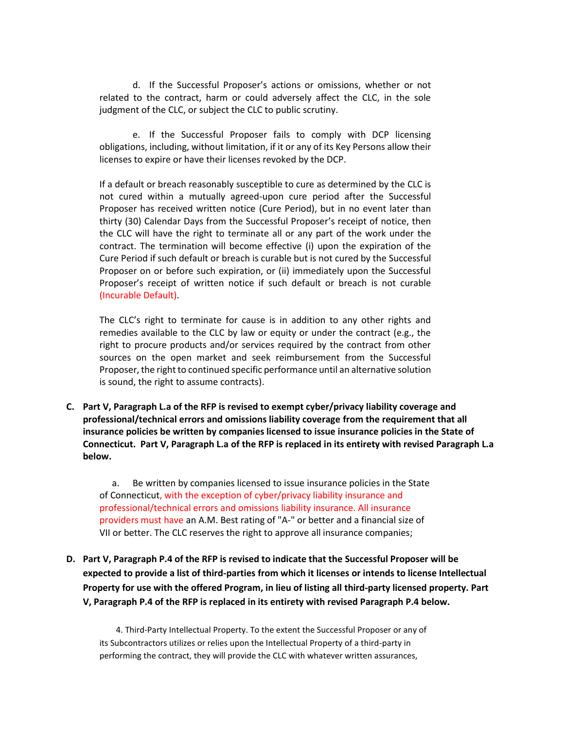d. If the Successful Proposer's actions or omissions, whether or not related to the contract, harm or could adversely affect the CLC, in the sole judgment of the CLC, or subject the CLC to public scrutiny.

e. If the Successful Proposer fails to comply with DCP licensing obligations, including, without limitation, if it or any of its Key Persons allow their licenses to expire or have their licenses revoked by the DCP.

If a default or breach reasonably susceptible to cure as determined by the CLC is not cured within a mutually agreed-upon cure period after the Successful Proposer has received written notice (Cure Period), but in no event later than thirty (30) Calendar Days from the Successful Proposer's receipt of notice, then the CLC will have the right to terminate all or any part of the work under the contract. The termination will become effective (i) upon the expiration of the Cure Period if such default or breach is curable but is not cured by the Successful Proposer on or before such expiration, or (ii) immediately upon the Successful Proposer's receipt of written notice if such default or breach is not curable (Incurable Default).

The CLC's right to terminate for cause is in addition to any other rights and remedies available to the CLC by law or equity or under the contract (e.g., the right to procure products and/or services required by the contract from other sources on the open market and seek reimbursement from the Successful Proposer, the right to continued specific performance until an alternative solution is sound, the right to assume contracts).

**C. Part V, Paragraph L.a of the RFP is revised to exempt cyber/privacy liability coverage and professional/technical errors and omissions liability coverage from the requirement that all insurance policies be written by companies licensed to issue insurance policies in the State of Connecticut. Part V, Paragraph L.a of the RFP is replaced in its entirety with revised Paragraph L.a below.**

a. Be written by companies licensed to issue insurance policies in the State of Connecticut, with the exception of cyber/privacy liability insurance and professional/technical errors and omissions liability insurance. All insurance providers must have an A.M. Best rating of "A-" or better and a financial size of VII or better. The CLC reserves the right to approve all insurance companies;

**D. Part V, Paragraph P.4 of the RFP is revised to indicate that the Successful Proposer will be expected to provide a list of third-parties from which it licenses or intends to license Intellectual Property for use with the offered Program, in lieu of listing all third-party licensed property. Part V, Paragraph P.4 of the RFP is replaced in its entirety with revised Paragraph P.4 below.**

4. Third-Party Intellectual Property. To the extent the Successful Proposer or any of its Subcontractors utilizes or relies upon the Intellectual Property of a third-party in performing the contract, they will provide the CLC with whatever written assurances,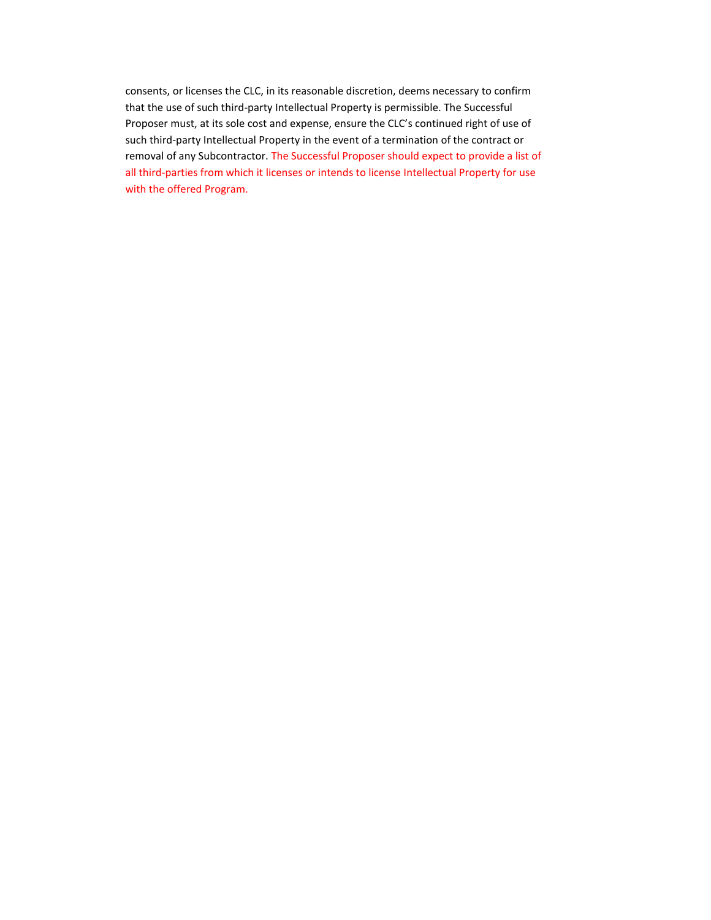consents, or licenses the CLC, in its reasonable discretion, deems necessary to confirm that the use of such third-party Intellectual Property is permissible. The Successful Proposer must, at its sole cost and expense, ensure the CLC's continued right of use of such third-party Intellectual Property in the event of a termination of the contract or removal of any Subcontractor. The Successful Proposer should expect to provide a list of all third-parties from which it licenses or intends to license Intellectual Property for use with the offered Program.